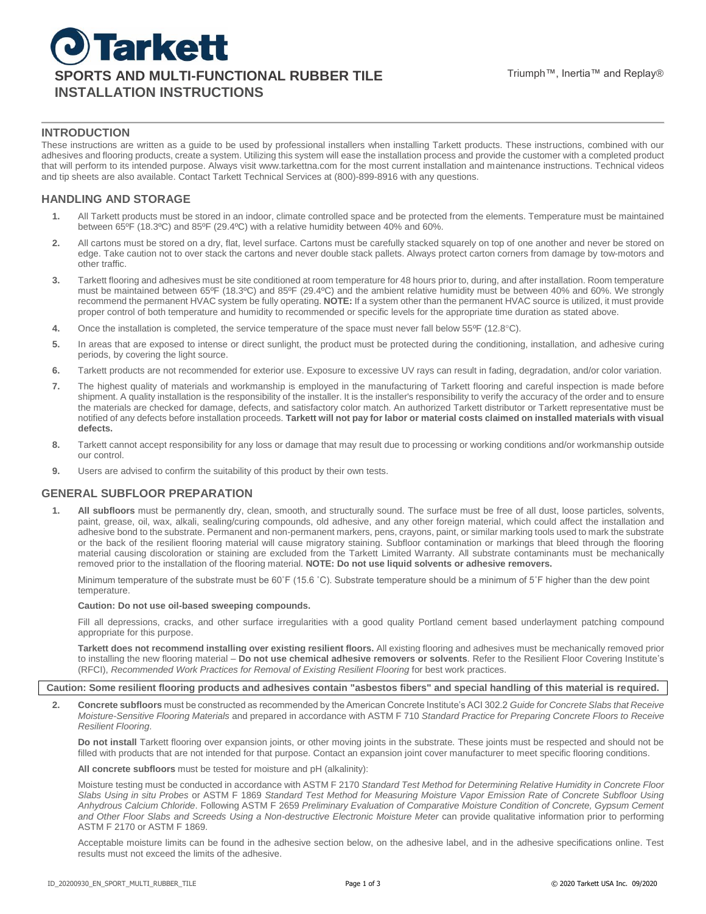# Tarkett

## SPORTS AND MULTI-FUNCTIONAL RUBBER TILE INSTALLATION INSTRUCTIONS

Triumph™, Inertia™ and Replay®

## INTRODUCTION

These instructions are written as a guide to be used by professional installers when installing Tarkett products. These instructions, combined with our adhesives and flooring products, create a system. Utilizing this system will ease the installation process and provide the customer with a completed product that will perform to its intended purpose. Always visit www.tarkettna.com for the most current installation and maintenance instructions. Technical videos and tip sheets are also available. Contact Tarkett Technical Services at (800)-899-8916 with any questions.

## HANDLING AND STORAGE

1. All Tarkett products must be stored in an indoor, climate controlled space and be protected from the elements. Temperature must be maintained between 65ºF (18.3ºC) and 85ºF (29.4ºC) with a relative humidity between 40% and 60%.
2. All cartons must be stored on a dry, flat, level surface. Cartons must be carefully stacked squarely on top of one another and never be stored on edge. Take caution not to over stack the cartons and never double stack pallets. Always protect carton corners from damage by tow-motors and other traffic.
3. Tarkett flooring and adhesives must be site conditioned at room temperature for 48 hours prior to, during, and after installation. Room temperature must be maintained between 65ºF (18.3ºC) and 85ºF (29.4ºC) and the ambient relative humidity must be between 40% and 60%. We strongly recommend the permanent HVAC system be fully operating. **NOTE:** If a system other than the permanent HVAC source is utilized, it must provide proper control of both temperature and humidity to recommended or specific levels for the appropriate time duration as stated above.
4. Once the installation is completed, the service temperature of the space must never fall below 55ºF (12.8°C).
5. In areas that are exposed to intense or direct sunlight, the product must be protected during the conditioning, installation, and adhesive curing periods, by covering the light source.
6. Tarkett products are not recommended for exterior use. Exposure to excessive UV rays can result in fading, degradation, and/or color variation.
7. The highest quality of materials and workmanship is employed in the manufacturing of Tarkett flooring and careful inspection is made before shipment. A quality installation is the responsibility of the installer. It is the installer's responsibility to verify the accuracy of the order and to ensure the materials are checked for damage, defects, and satisfactory color match. An authorized Tarkett distributor or Tarkett representative must be notified of any defects before installation proceeds. **Tarkett will not pay for labor or material costs claimed on installed materials with visual defects.**
8. Tarkett cannot accept responsibility for any loss or damage that may result due to processing or working conditions and/or workmanship outside our control.
9. Users are advised to confirm the suitability of this product by their own tests.

## GENERAL SUBFLOOR PREPARATION

1. **All subfloors** must be permanently dry, clean, smooth, and structurally sound. The surface must be free of all dust, loose particles, solvents, paint, grease, oil, wax, alkali, sealing/curing compounds, old adhesive, and any other foreign material, which could affect the installation and adhesive bond to the substrate. Permanent and non-permanent markers, pens, crayons, paint, or similar marking tools used to mark the substrate or the back of the resilient flooring material will cause migratory staining. Subfloor contamination or markings that bleed through the flooring material causing discoloration or staining are excluded from the Tarkett Limited Warranty. All substrate contaminants must be mechanically removed prior to the installation of the flooring material. **NOTE: Do not use liquid solvents or adhesive removers.**

   Minimum temperature of the substrate must be 60˚F (15.6 ˚C). Substrate temperature should be a minimum of 5˚F higher than the dew point temperature.

   **Caution: Do not use oil-based sweeping compounds.**

   Fill all depressions, cracks, and other surface irregularities with a good quality Portland cement based underlayment patching compound appropriate for this purpose.

   **Tarkett does not recommend installing over existing resilient floors.** All existing flooring and adhesives must be mechanically removed prior to installing the new flooring material – **Do not use chemical adhesive removers or solvents**. Refer to the Resilient Floor Covering Institute's (RFCI), *Recommended Work Practices for Removal of Existing Resilient Flooring* for best work practices.

**Caution: Some resilient flooring products and adhesives contain "asbestos fibers" and special handling of this material is required.**

2. **Concrete subfloors** must be constructed as recommended by the American Concrete Institute's ACI 302.2 *Guide for Concrete Slabs that Receive Moisture-Sensitive Flooring Materials* and prepared in accordance with ASTM F 710 *Standard Practice for Preparing Concrete Floors to Receive Resilient Flooring*.

   **Do not install** Tarkett flooring over expansion joints, or other moving joints in the substrate. These joints must be respected and should not be filled with products that are not intended for that purpose. Contact an expansion joint cover manufacturer to meet specific flooring conditions.

   **All concrete subfloors** must be tested for moisture and pH (alkalinity):

   Moisture testing must be conducted in accordance with ASTM F 2170 *Standard Test Method for Determining Relative Humidity in Concrete Floor Slabs Using in situ Probes* or ASTM F 1869 *Standard Test Method for Measuring Moisture Vapor Emission Rate of Concrete Subfloor Using Anhydrous Calcium Chloride*. Following ASTM F 2659 *Preliminary Evaluation of Comparative Moisture Condition of Concrete, Gypsum Cement and Other Floor Slabs and Screeds Using a Non-destructive Electronic Moisture Meter* can provide qualitative information prior to performing ASTM F 2170 or ASTM F 1869.

   Acceptable moisture limits can be found in the adhesive section below, on the adhesive label, and in the adhesive specifications online. Test results must not exceed the limits of the adhesive.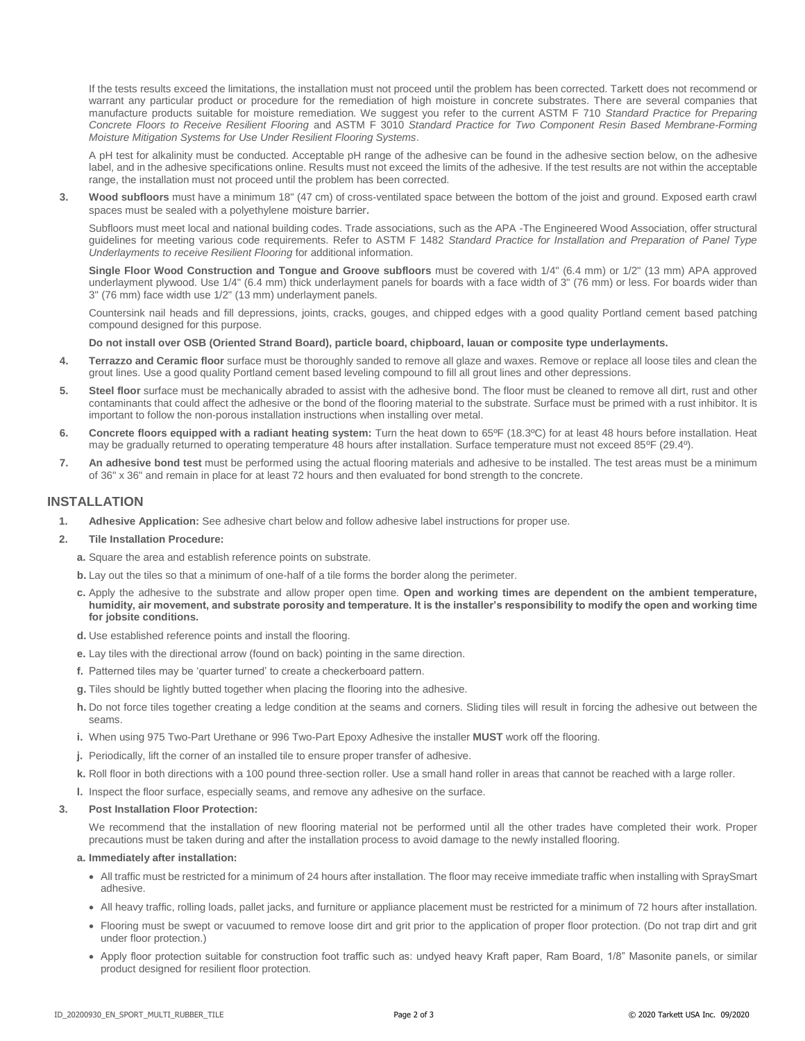If the tests results exceed the limitations, the installation must not proceed until the problem has been corrected. Tarkett does not recommend or warrant any particular product or procedure for the remediation of high moisture in concrete substrates. There are several companies that manufacture products suitable for moisture remediation. We suggest you refer to the current ASTM F 710 *Standard Practice for Preparing Concrete Floors to Receive Resilient Flooring* and ASTM F 3010 *Standard Practice for Two Component Resin Based Membrane-Forming Moisture Mitigation Systems for Use Under Resilient Flooring Systems*.

A pH test for alkalinity must be conducted. Acceptable pH range of the adhesive can be found in the adhesive section below, on the adhesive label, and in the adhesive specifications online. Results must not exceed the limits of the adhesive. If the test results are not within the acceptable range, the installation must not proceed until the problem has been corrected.

3. **Wood subfloors** must have a minimum 18" (47 cm) of cross-ventilated space between the bottom of the joist and ground. Exposed earth crawl spaces must be sealed with a polyethylene moisture barrier.

   Subfloors must meet local and national building codes. Trade associations, such as the APA -The Engineered Wood Association, offer structural guidelines for meeting various code requirements. Refer to ASTM F 1482 *Standard Practice for Installation and Preparation of Panel Type Underlayments to receive Resilient Flooring* for additional information.

   **Single Floor Wood Construction and Tongue and Groove subfloors** must be covered with 1/4" (6.4 mm) or 1/2" (13 mm) APA approved underlayment plywood. Use 1/4" (6.4 mm) thick underlayment panels for boards with a face width of 3" (76 mm) or less. For boards wider than 3" (76 mm) face width use 1/2" (13 mm) underlayment panels.

   Countersink nail heads and fill depressions, joints, cracks, gouges, and chipped edges with a good quality Portland cement based patching compound designed for this purpose.

   **Do not install over OSB (Oriented Strand Board), particle board, chipboard, lauan or composite type underlayments.**

4. **Terrazzo and Ceramic floor** surface must be thoroughly sanded to remove all glaze and waxes. Remove or replace all loose tiles and clean the grout lines. Use a good quality Portland cement based leveling compound to fill all grout lines and other depressions.
5. **Steel floor** surface must be mechanically abraded to assist with the adhesive bond. The floor must be cleaned to remove all dirt, rust and other contaminants that could affect the adhesive or the bond of the flooring material to the substrate. Surface must be primed with a rust inhibitor. It is important to follow the non-porous installation instructions when installing over metal.
6. **Concrete floors equipped with a radiant heating system:** Turn the heat down to 65ºF (18.3ºC) for at least 48 hours before installation. Heat may be gradually returned to operating temperature 48 hours after installation. Surface temperature must not exceed 85ºF (29.4º).
7. **An adhesive bond test** must be performed using the actual flooring materials and adhesive to be installed. The test areas must be a minimum of 36" x 36" and remain in place for at least 72 hours and then evaluated for bond strength to the concrete.

## INSTALLATION

1. **Adhesive Application:** See adhesive chart below and follow adhesive label instructions for proper use.
2. **Tile Installation Procedure:**
   - **a.** Square the area and establish reference points on substrate.
   - **b.** Lay out the tiles so that a minimum of one-half of a tile forms the border along the perimeter.
   - **c.** Apply the adhesive to the substrate and allow proper open time. **Open and working times are dependent on the ambient temperature, humidity, air movement, and substrate porosity and temperature. It is the installer's responsibility to modify the open and working time for jobsite conditions.**
   - **d.** Use established reference points and install the flooring.
   - **e.** Lay tiles with the directional arrow (found on back) pointing in the same direction.
   - **f.** Patterned tiles may be 'quarter turned' to create a checkerboard pattern.
   - **g.** Tiles should be lightly butted together when placing the flooring into the adhesive.
   - **h.** Do not force tiles together creating a ledge condition at the seams and corners. Sliding tiles will result in forcing the adhesive out between the seams.
   - **i.** When using 975 Two-Part Urethane or 996 Two-Part Epoxy Adhesive the installer **MUST** work off the flooring.
   - **j.** Periodically, lift the corner of an installed tile to ensure proper transfer of adhesive.
   - **k.** Roll floor in both directions with a 100 pound three-section roller. Use a small hand roller in areas that cannot be reached with a large roller.
   - **l.** Inspect the floor surface, especially seams, and remove any adhesive on the surface.
3. **Post Installation Floor Protection:**

   We recommend that the installation of new flooring material not be performed until all the other trades have completed their work. Proper precautions must be taken during and after the installation process to avoid damage to the newly installed flooring.

   **a. Immediately after installation:**

   - All traffic must be restricted for a minimum of 24 hours after installation. The floor may receive immediate traffic when installing with SpraySmart adhesive.
   - All heavy traffic, rolling loads, pallet jacks, and furniture or appliance placement must be restricted for a minimum of 72 hours after installation.
   - Flooring must be swept or vacuumed to remove loose dirt and grit prior to the application of proper floor protection. (Do not trap dirt and grit under floor protection.)
   - Apply floor protection suitable for construction foot traffic such as: undyed heavy Kraft paper, Ram Board, 1/8" Masonite panels, or similar product designed for resilient floor protection.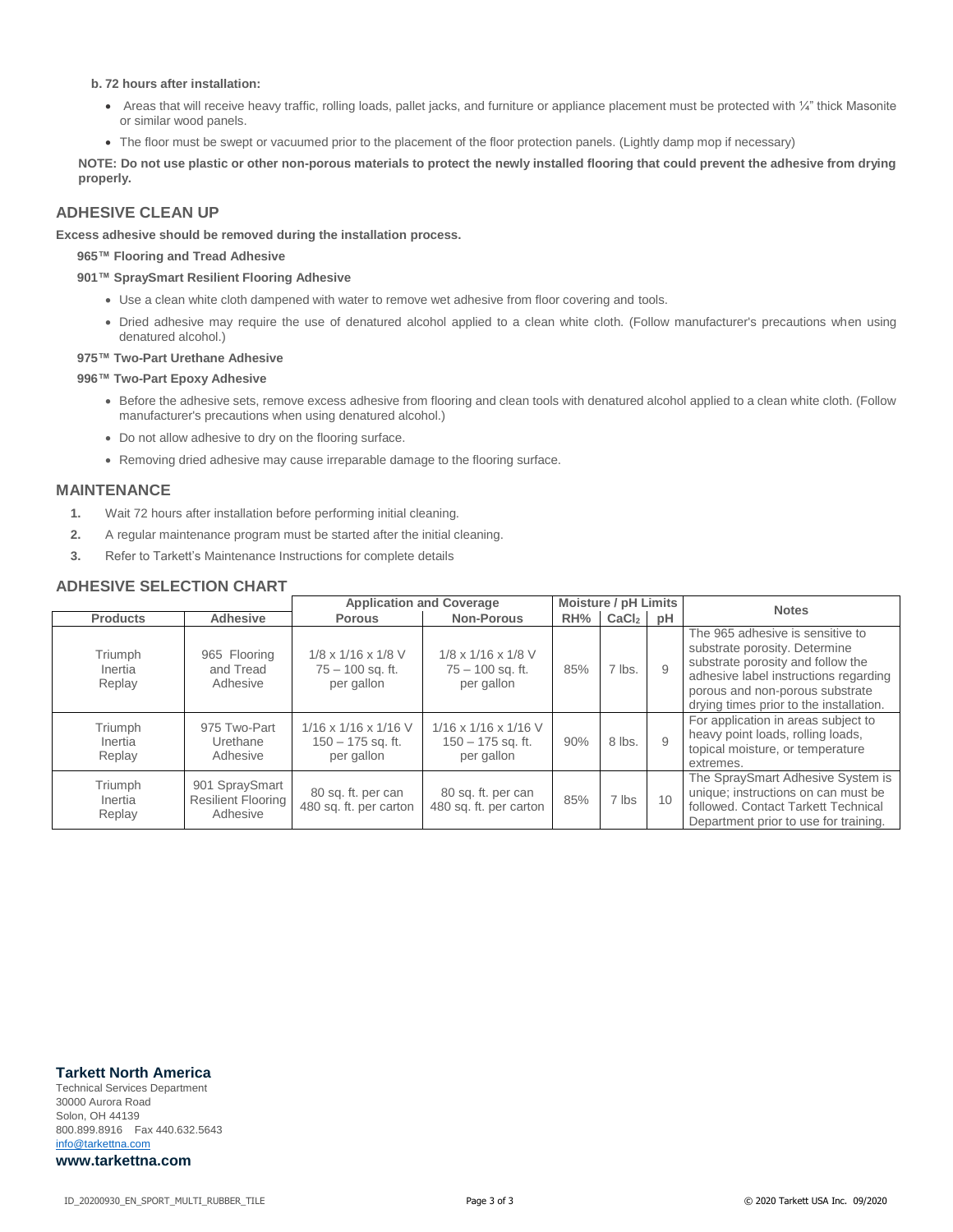**b. 72 hours after installation:**

- Areas that will receive heavy traffic, rolling loads, pallet jacks, and furniture or appliance placement must be protected with ¼" thick Masonite or similar wood panels.
- The floor must be swept or vacuumed prior to the placement of the floor protection panels. (Lightly damp mop if necessary)

**NOTE: Do not use plastic or other non-porous materials to protect the newly installed flooring that could prevent the adhesive from drying properly.**

## ADHESIVE CLEAN UP

**Excess adhesive should be removed during the installation process.**

**965™ Flooring and Tread Adhesive**

**901™ SpraySmart Resilient Flooring Adhesive**

- Use a clean white cloth dampened with water to remove wet adhesive from floor covering and tools.
- Dried adhesive may require the use of denatured alcohol applied to a clean white cloth. (Follow manufacturer's precautions when using denatured alcohol.)

**975™ Two-Part Urethane Adhesive**

**996™ Two-Part Epoxy Adhesive**

- Before the adhesive sets, remove excess adhesive from flooring and clean tools with denatured alcohol applied to a clean white cloth. (Follow manufacturer's precautions when using denatured alcohol.)
- Do not allow adhesive to dry on the flooring surface.
- Removing dried adhesive may cause irreparable damage to the flooring surface.

## MAINTENANCE

1. Wait 72 hours after installation before performing initial cleaning.
2. A regular maintenance program must be started after the initial cleaning.
3. Refer to Tarkett's Maintenance Instructions for complete details

## ADHESIVE SELECTION CHART

| | | Application and Coverage | | Moisture / pH Limits | | | Notes |
|---|---|---|---|---|---|---|---|
| **Products** | **Adhesive** | **Porous** | **Non-Porous** | **RH%** | **$CaCl_2$** | **pH** | |
| Triumph Inertia Replay | 965 Flooring and Tread Adhesive | 1/8 x 1/16 x 1/8 V 75 – 100 sq. ft. per gallon | 1/8 x 1/16 x 1/8 V 75 – 100 sq. ft. per gallon | 85% | 7 lbs. | 9 | The 965 adhesive is sensitive to substrate porosity. Determine substrate porosity and follow the adhesive label instructions regarding porous and non-porous substrate drying times prior to the installation. |
| Triumph Inertia Replay | 975 Two-Part Urethane Adhesive | 1/16 x 1/16 x 1/16 V 150 – 175 sq. ft. per gallon | 1/16 x 1/16 x 1/16 V 150 – 175 sq. ft. per gallon | 90% | 8 lbs. | 9 | For application in areas subject to heavy point loads, rolling loads, topical moisture, or temperature extremes. |
| Triumph Inertia Replay | 901 SpraySmart Resilient Flooring Adhesive | 80 sq. ft. per can 480 sq. ft. per carton | 80 sq. ft. per can 480 sq. ft. per carton | 85% | 7 lbs | 10 | The SpraySmart Adhesive System is unique; instructions on can must be followed. Contact Tarkett Technical Department prior to use for training. |

**Tarkett North America**
Technical Services Department
30000 Aurora Road
Solon, OH 44139
800.899.8916 Fax 440.632.5643
info@tarkettna.com

**www.tarkettna.com**

ID_20200930_EN_SPORT_MULTI_RUBBER_TILE

© 2020 Tarkett USA Inc. 09/2020